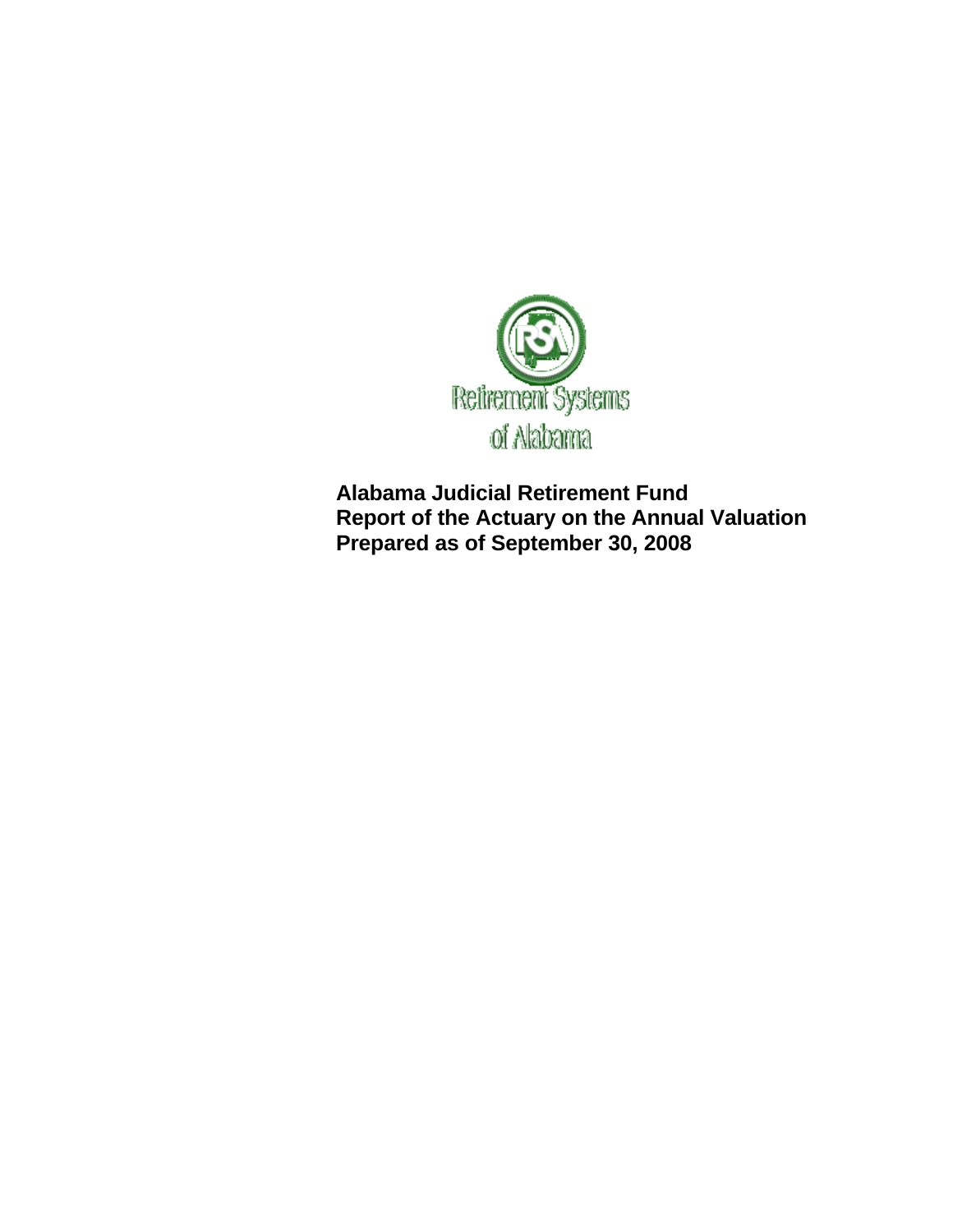Retirement Systems of Alabama

**Alabama Judicial Retirement Fund**
**Report of the Actuary on the Annual Valuation**
**Prepared as of September 30, 2008**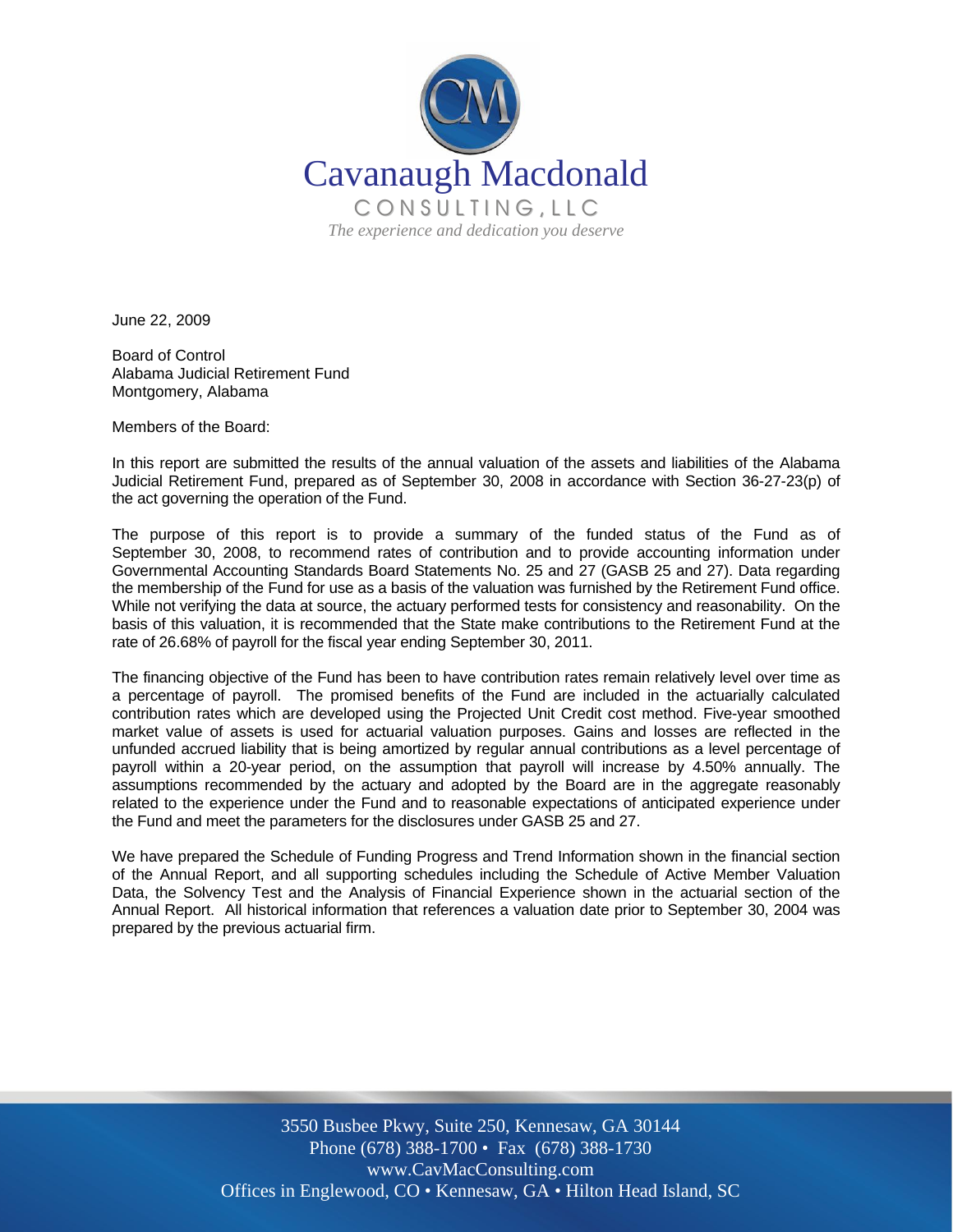Cavanaugh Macdonald

CONSULTING, LLC

*The experience and dedication you deserve*

June 22, 2009

Board of Control
Alabama Judicial Retirement Fund
Montgomery, Alabama

Members of the Board:

In this report are submitted the results of the annual valuation of the assets and liabilities of the Alabama Judicial Retirement Fund, prepared as of September 30, 2008 in accordance with Section 36-27-23(p) of the act governing the operation of the Fund.

The purpose of this report is to provide a summary of the funded status of the Fund as of September 30, 2008, to recommend rates of contribution and to provide accounting information under Governmental Accounting Standards Board Statements No. 25 and 27 (GASB 25 and 27). Data regarding the membership of the Fund for use as a basis of the valuation was furnished by the Retirement Fund office. While not verifying the data at source, the actuary performed tests for consistency and reasonability. On the basis of this valuation, it is recommended that the State make contributions to the Retirement Fund at the rate of 26.68% of payroll for the fiscal year ending September 30, 2011.

The financing objective of the Fund has been to have contribution rates remain relatively level over time as a percentage of payroll. The promised benefits of the Fund are included in the actuarially calculated contribution rates which are developed using the Projected Unit Credit cost method. Five-year smoothed market value of assets is used for actuarial valuation purposes. Gains and losses are reflected in the unfunded accrued liability that is being amortized by regular annual contributions as a level percentage of payroll within a 20-year period, on the assumption that payroll will increase by 4.50% annually. The assumptions recommended by the actuary and adopted by the Board are in the aggregate reasonably related to the experience under the Fund and to reasonable expectations of anticipated experience under the Fund and meet the parameters for the disclosures under GASB 25 and 27.

We have prepared the Schedule of Funding Progress and Trend Information shown in the financial section of the Annual Report, and all supporting schedules including the Schedule of Active Member Valuation Data, the Solvency Test and the Analysis of Financial Experience shown in the actuarial section of the Annual Report. All historical information that references a valuation date prior to September 30, 2004 was prepared by the previous actuarial firm.

3550 Busbee Pkwy, Suite 250, Kennesaw, GA 30144
Phone (678) 388-1700 • Fax (678) 388-1730
www.CavMacConsulting.com
Offices in Englewood, CO • Kennesaw, GA • Hilton Head Island, SC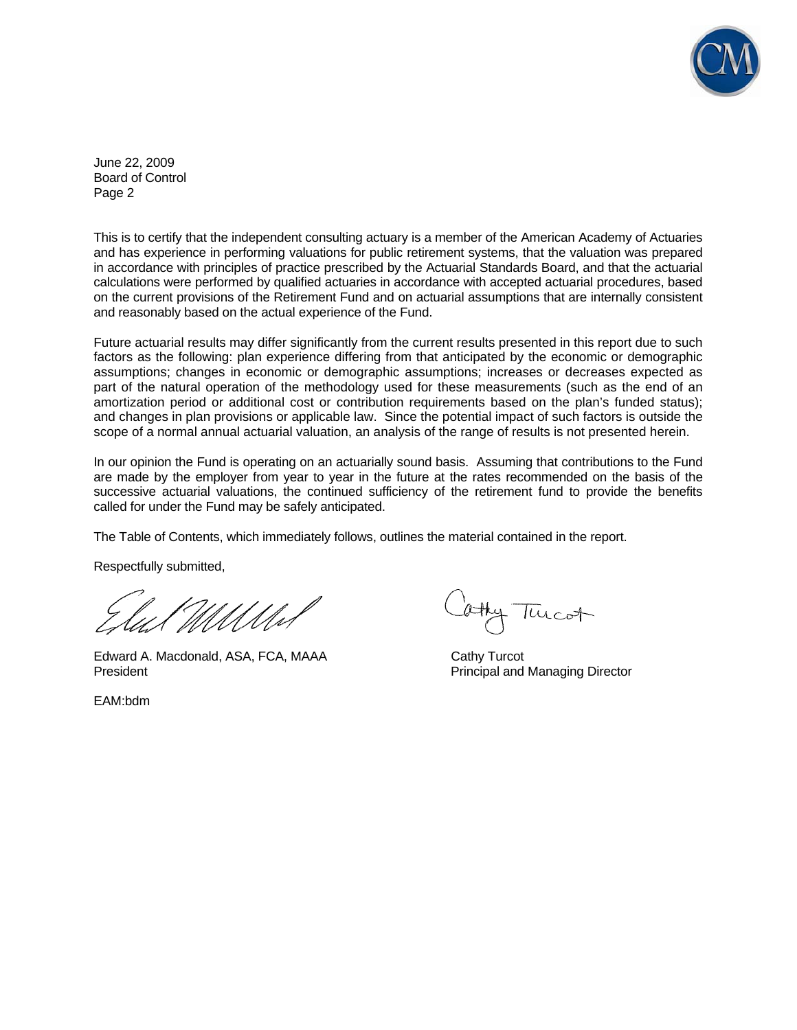June 22, 2009
Board of Control
Page 2

This is to certify that the independent consulting actuary is a member of the American Academy of Actuaries and has experience in performing valuations for public retirement systems, that the valuation was prepared in accordance with principles of practice prescribed by the Actuarial Standards Board, and that the actuarial calculations were performed by qualified actuaries in accordance with accepted actuarial procedures, based on the current provisions of the Retirement Fund and on actuarial assumptions that are internally consistent and reasonably based on the actual experience of the Fund.

Future actuarial results may differ significantly from the current results presented in this report due to such factors as the following: plan experience differing from that anticipated by the economic or demographic assumptions; changes in economic or demographic assumptions; increases or decreases expected as part of the natural operation of the methodology used for these measurements (such as the end of an amortization period or additional cost or contribution requirements based on the plan's funded status); and changes in plan provisions or applicable law. Since the potential impact of such factors is outside the scope of a normal annual actuarial valuation, an analysis of the range of results is not presented herein.

In our opinion the Fund is operating on an actuarially sound basis. Assuming that contributions to the Fund are made by the employer from year to year in the future at the rates recommended on the basis of the successive actuarial valuations, the continued sufficiency of the retirement fund to provide the benefits called for under the Fund may be safely anticipated.

The Table of Contents, which immediately follows, outlines the material contained in the report.

Respectfully submitted,

Edward A. Macdonald, ASA, FCA, MAAA
President

Cathy Turcot
Principal and Managing Director

EAM:bdm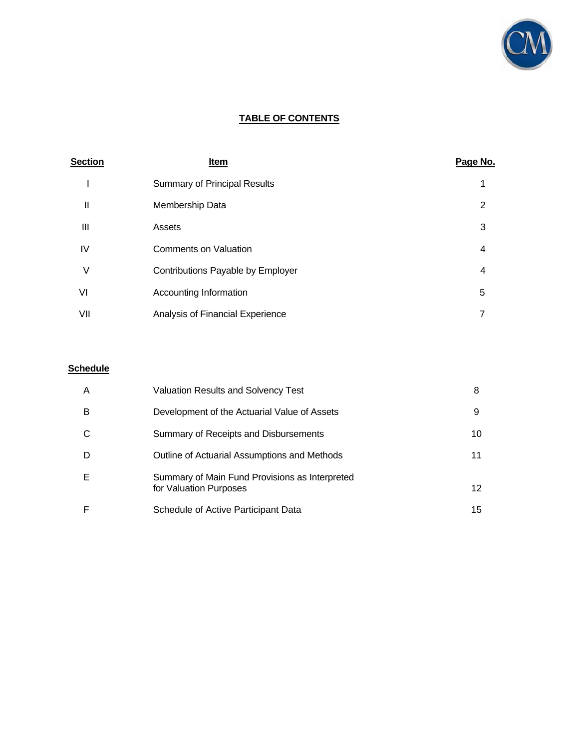# TABLE OF CONTENTS

| Section | Item | Page No. |
|---|---|---|
| I | Summary of Principal Results | 1 |
| II | Membership Data | 2 |
| III | Assets | 3 |
| IV | Comments on Valuation | 4 |
| V | Contributions Payable by Employer | 4 |
| VI | Accounting Information | 5 |
| VII | Analysis of Financial Experience | 7 |

| Schedule | | |
|---|---|---|
| A | Valuation Results and Solvency Test | 8 |
| B | Development of the Actuarial Value of Assets | 9 |
| C | Summary of Receipts and Disbursements | 10 |
| D | Outline of Actuarial Assumptions and Methods | 11 |
| E | Summary of Main Fund Provisions as Interpreted for Valuation Purposes | 12 |
| F | Schedule of Active Participant Data | 15 |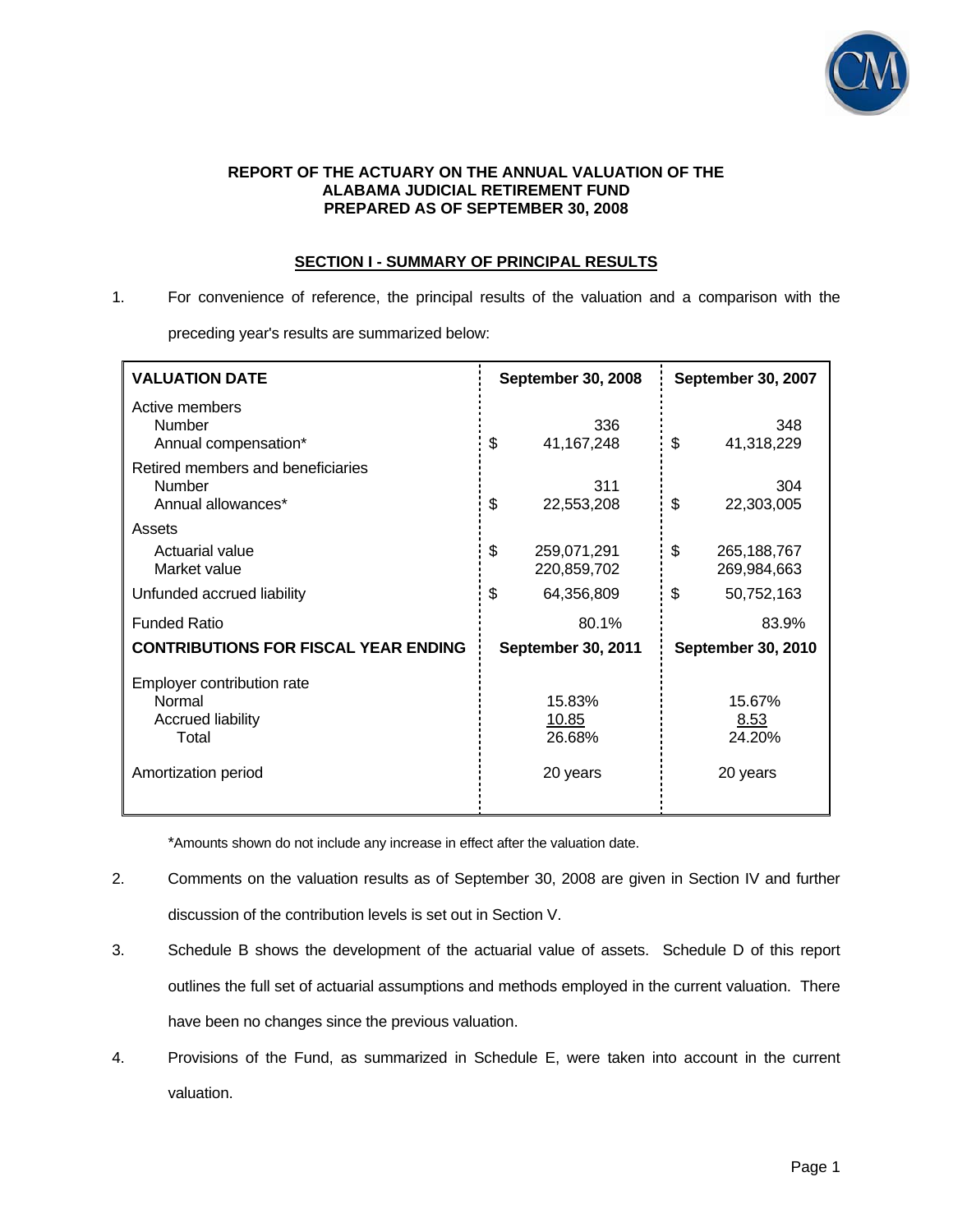**REPORT OF THE ACTUARY ON THE ANNUAL VALUATION OF THE ALABAMA JUDICIAL RETIREMENT FUND PREPARED AS OF SEPTEMBER 30, 2008**

## SECTION I - SUMMARY OF PRINCIPAL RESULTS

1. For convenience of reference, the principal results of the valuation and a comparison with the preceding year's results are summarized below:

| **VALUATION DATE** | **September 30, 2008** | **September 30, 2007** |
|---|---|---|
| Active members | | |
| Number | 336 | 348 |
| Annual compensation* | $ 41,167,248 | $ 41,318,229 |
| Retired members and beneficiaries | | |
| Number | 311 | 304 |
| Annual allowances* | $ 22,553,208 | $ 22,303,005 |
| Assets | | |
| Actuarial value | $ 259,071,291 | $ 265,188,767 |
| Market value | 220,859,702 | 269,984,663 |
| Unfunded accrued liability | $ 64,356,809 | $ 50,752,163 |
| Funded Ratio | 80.1% | 83.9% |
| **CONTRIBUTIONS FOR FISCAL YEAR ENDING** | **September 30, 2011** | **September 30, 2010** |
| Employer contribution rate | | |
| Normal | 15.83% | 15.67% |
| Accrued liability | 10.85 | 8.53 |
| Total | 26.68% | 24.20% |
| Amortization period | 20 years | 20 years |

*Amounts shown do not include any increase in effect after the valuation date.

2. Comments on the valuation results as of September 30, 2008 are given in Section IV and further discussion of the contribution levels is set out in Section V.

3. Schedule B shows the development of the actuarial value of assets. Schedule D of this report outlines the full set of actuarial assumptions and methods employed in the current valuation. There have been no changes since the previous valuation.

4. Provisions of the Fund, as summarized in Schedule E, were taken into account in the current valuation.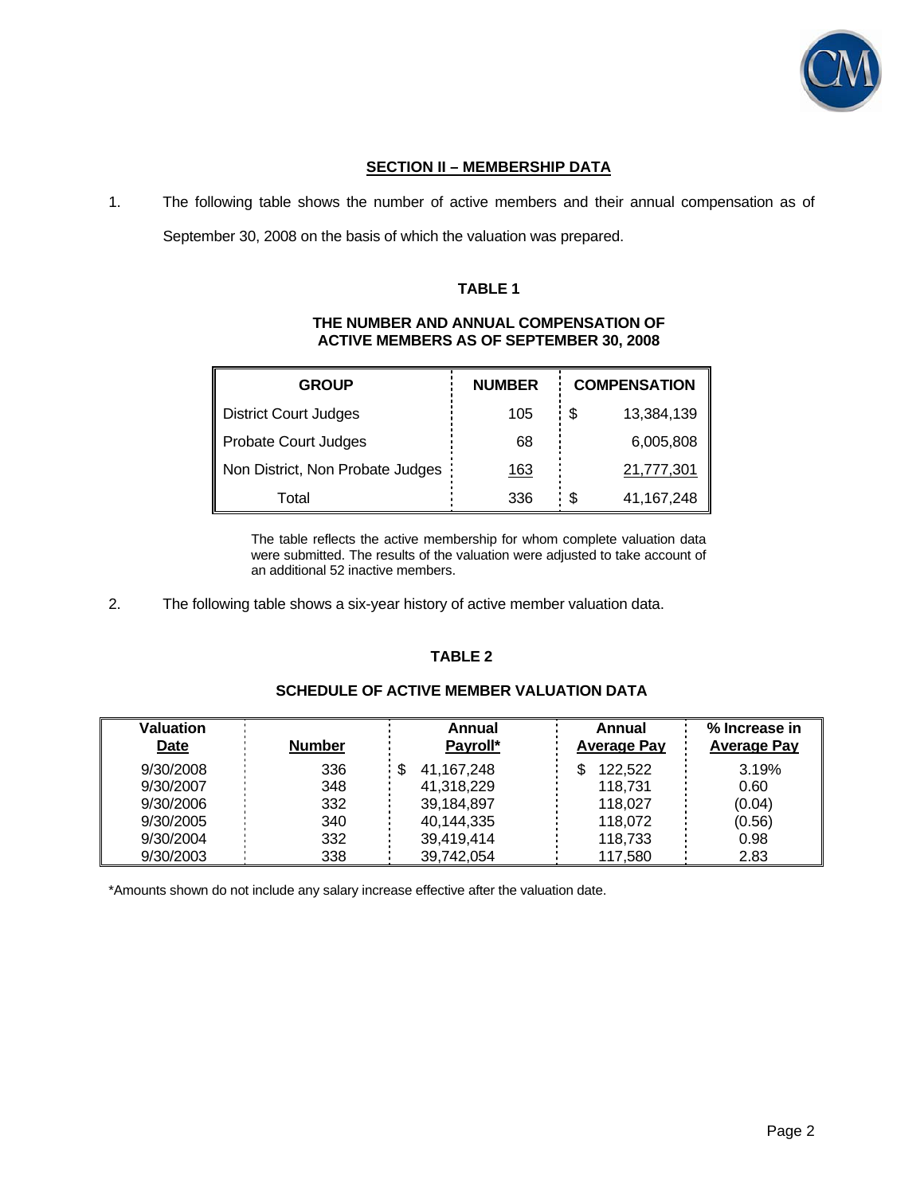## SECTION II – MEMBERSHIP DATA

1. The following table shows the number of active members and their annual compensation as of September 30, 2008 on the basis of which the valuation was prepared.

**TABLE 1**

**THE NUMBER AND ANNUAL COMPENSATION OF ACTIVE MEMBERS AS OF SEPTEMBER 30, 2008**

| GROUP | NUMBER | COMPENSATION |
|---|---|---|
| District Court Judges | 105 | $ 13,384,139 |
| Probate Court Judges | 68 | 6,005,808 |
| Non District, Non Probate Judges | 163 | 21,777,301 |
| Total | 336 | $ 41,167,248 |

The table reflects the active membership for whom complete valuation data were submitted. The results of the valuation were adjusted to take account of an additional 52 inactive members.

2. The following table shows a six-year history of active member valuation data.

**TABLE 2**

**SCHEDULE OF ACTIVE MEMBER VALUATION DATA**

| Valuation Date | Number | Annual Payroll* | Annual Average Pay | % Increase in Average Pay |
|---|---|---|---|---|
| 9/30/2008 | 336 | $ 41,167,248 | $ 122,522 | 3.19% |
| 9/30/2007 | 348 | 41,318,229 | 118,731 | 0.60 |
| 9/30/2006 | 332 | 39,184,897 | 118,027 | (0.04) |
| 9/30/2005 | 340 | 40,144,335 | 118,072 | (0.56) |
| 9/30/2004 | 332 | 39,419,414 | 118,733 | 0.98 |
| 9/30/2003 | 338 | 39,742,054 | 117,580 | 2.83 |

*Amounts shown do not include any salary increase effective after the valuation date.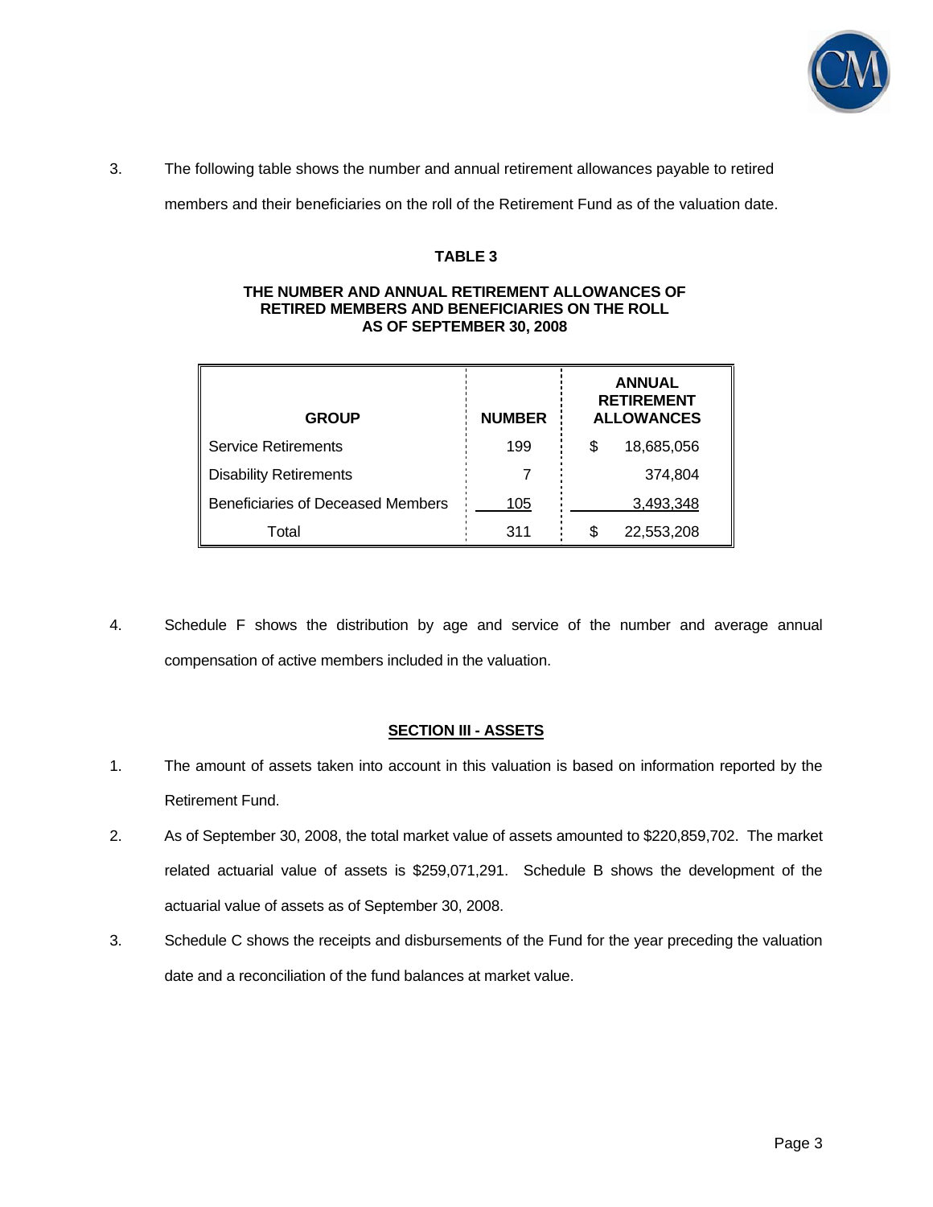3. The following table shows the number and annual retirement allowances payable to retired members and their beneficiaries on the roll of the Retirement Fund as of the valuation date.

**TABLE 3**

**THE NUMBER AND ANNUAL RETIREMENT ALLOWANCES OF RETIRED MEMBERS AND BENEFICIARIES ON THE ROLL AS OF SEPTEMBER 30, 2008**

| GROUP | NUMBER | ANNUAL RETIREMENT ALLOWANCES |
|---|---|---|
| Service Retirements | 199 | $ 18,685,056 |
| Disability Retirements | 7 | 374,804 |
| Beneficiaries of Deceased Members | 105 | 3,493,348 |
| Total | 311 | $ 22,553,208 |

4. Schedule F shows the distribution by age and service of the number and average annual compensation of active members included in the valuation.

## SECTION III - ASSETS

1. The amount of assets taken into account in this valuation is based on information reported by the Retirement Fund.
2. As of September 30, 2008, the total market value of assets amounted to $220,859,702. The market related actuarial value of assets is $259,071,291. Schedule B shows the development of the actuarial value of assets as of September 30, 2008.
3. Schedule C shows the receipts and disbursements of the Fund for the year preceding the valuation date and a reconciliation of the fund balances at market value.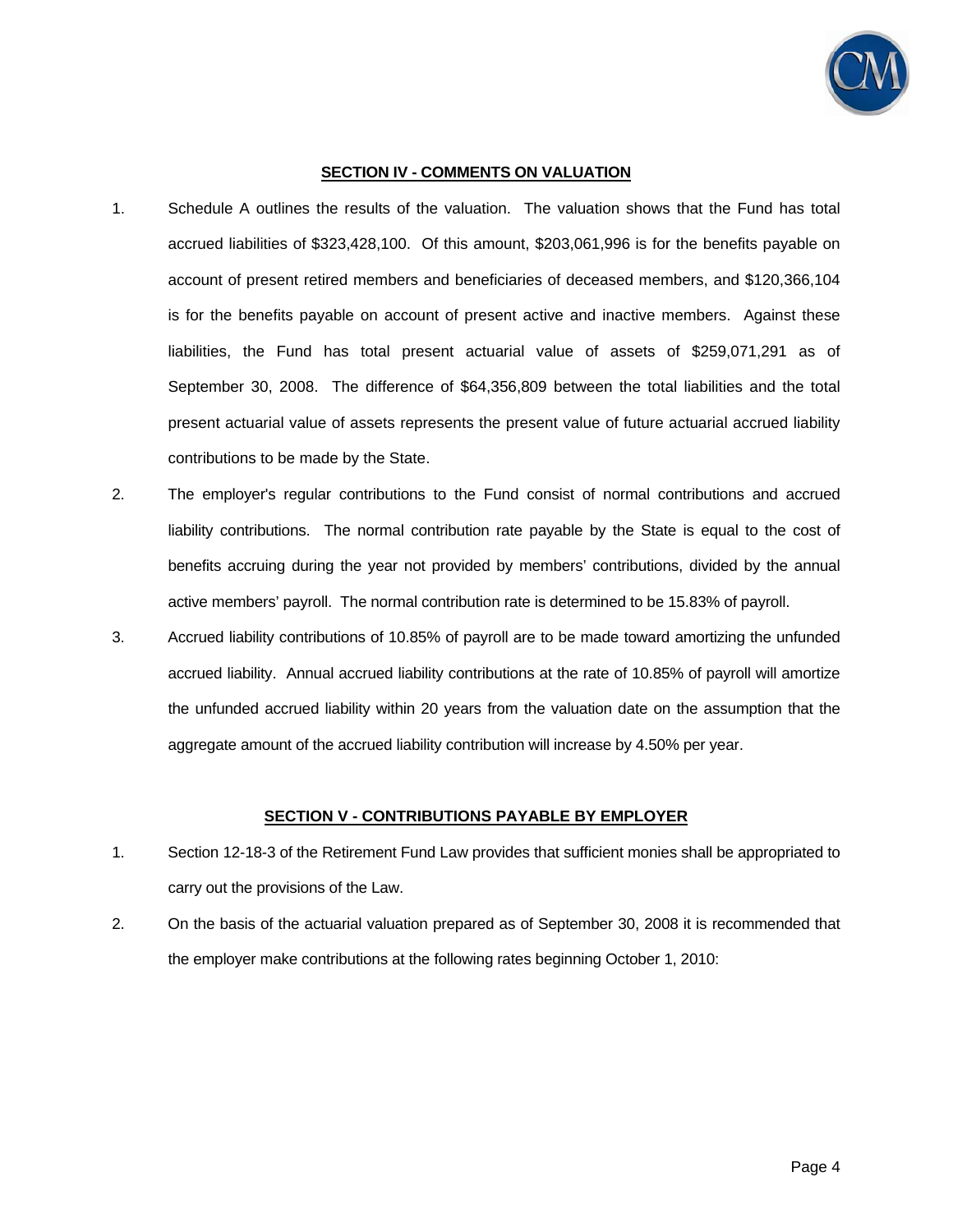## SECTION IV - COMMENTS ON VALUATION

1. Schedule A outlines the results of the valuation. The valuation shows that the Fund has total accrued liabilities of $323,428,100. Of this amount, $203,061,996 is for the benefits payable on account of present retired members and beneficiaries of deceased members, and $120,366,104 is for the benefits payable on account of present active and inactive members. Against these liabilities, the Fund has total present actuarial value of assets of $259,071,291 as of September 30, 2008. The difference of $64,356,809 between the total liabilities and the total present actuarial value of assets represents the present value of future actuarial accrued liability contributions to be made by the State.

2. The employer's regular contributions to the Fund consist of normal contributions and accrued liability contributions. The normal contribution rate payable by the State is equal to the cost of benefits accruing during the year not provided by members' contributions, divided by the annual active members' payroll. The normal contribution rate is determined to be 15.83% of payroll.

3. Accrued liability contributions of 10.85% of payroll are to be made toward amortizing the unfunded accrued liability. Annual accrued liability contributions at the rate of 10.85% of payroll will amortize the unfunded accrued liability within 20 years from the valuation date on the assumption that the aggregate amount of the accrued liability contribution will increase by 4.50% per year.

## SECTION V - CONTRIBUTIONS PAYABLE BY EMPLOYER

1. Section 12-18-3 of the Retirement Fund Law provides that sufficient monies shall be appropriated to carry out the provisions of the Law.

2. On the basis of the actuarial valuation prepared as of September 30, 2008 it is recommended that the employer make contributions at the following rates beginning October 1, 2010: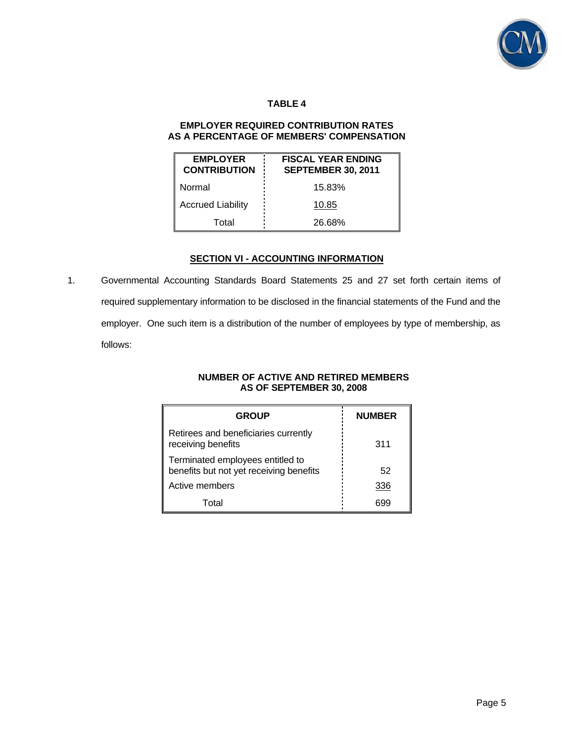### TABLE 4

**EMPLOYER REQUIRED CONTRIBUTION RATES
AS A PERCENTAGE OF MEMBERS' COMPENSATION**

| EMPLOYER CONTRIBUTION | FISCAL YEAR ENDING SEPTEMBER 30, 2011 |
|---|---|
| Normal | 15.83% |
| Accrued Liability | 10.85 |
| Total | 26.68% |

## SECTION VI - ACCOUNTING INFORMATION

1. Governmental Accounting Standards Board Statements 25 and 27 set forth certain items of required supplementary information to be disclosed in the financial statements of the Fund and the employer. One such item is a distribution of the number of employees by type of membership, as follows:

**NUMBER OF ACTIVE AND RETIRED MEMBERS
AS OF SEPTEMBER 30, 2008**

| GROUP | NUMBER |
|---|---|
| Retirees and beneficiaries currently receiving benefits | 311 |
| Terminated employees entitled to benefits but not yet receiving benefits | 52 |
| Active members | 336 |
| Total | 699 |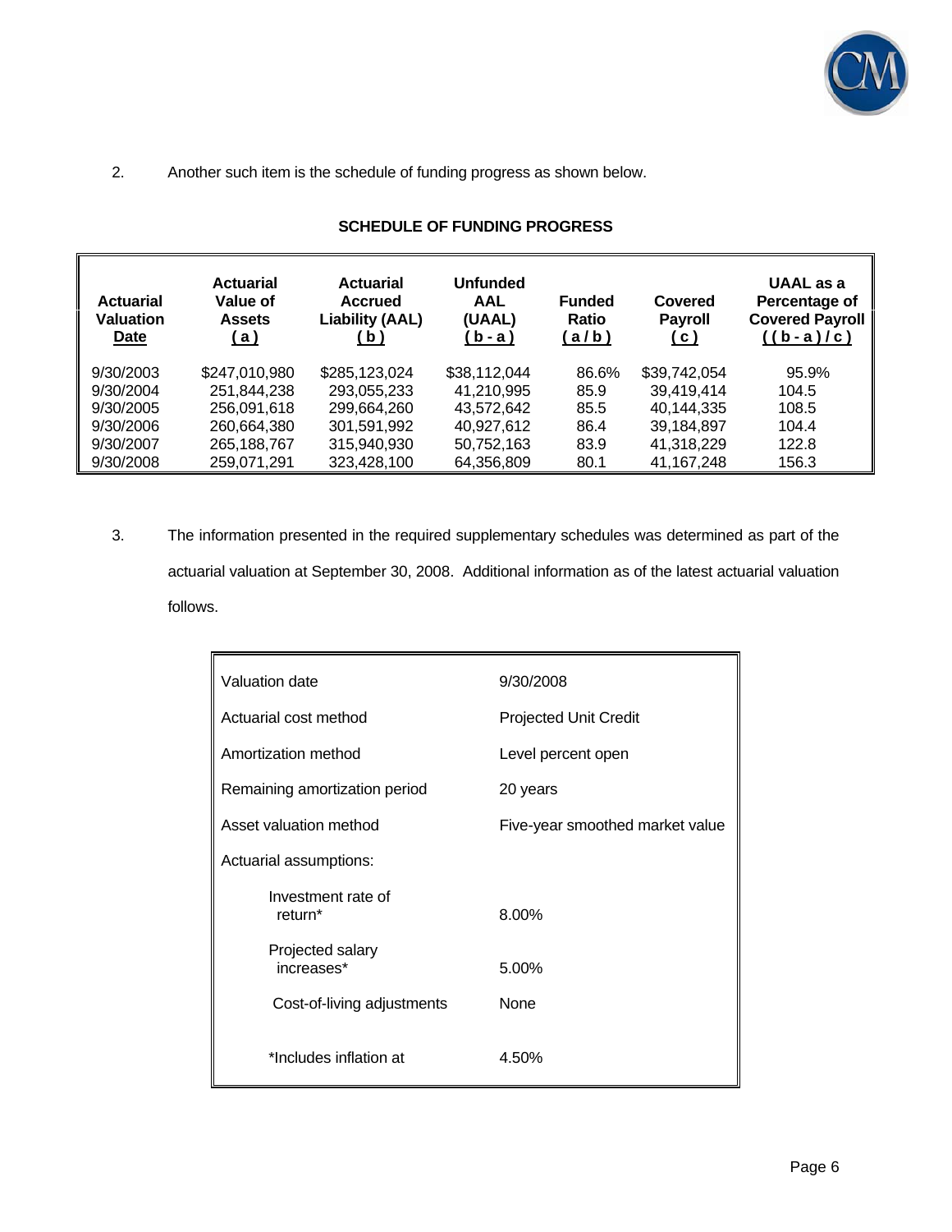2. Another such item is the schedule of funding progress as shown below.

**SCHEDULE OF FUNDING PROGRESS**

| Actuarial Valuation Date | Actuarial Value of Assets (a) | Actuarial Accrued Liability (AAL) (b) | Unfunded AAL (UAAL) (b - a) | Funded Ratio (a / b) | Covered Payroll (c) | UAAL as a Percentage of Covered Payroll ((b - a) / c) |
|---|---|---|---|---|---|---|
| 9/30/2003 | $247,010,980 | $285,123,024 | $38,112,044 | 86.6% | $39,742,054 | 95.9% |
| 9/30/2004 | 251,844,238 | 293,055,233 | 41,210,995 | 85.9 | 39,419,414 | 104.5 |
| 9/30/2005 | 256,091,618 | 299,664,260 | 43,572,642 | 85.5 | 40,144,335 | 108.5 |
| 9/30/2006 | 260,664,380 | 301,591,992 | 40,927,612 | 86.4 | 39,184,897 | 104.4 |
| 9/30/2007 | 265,188,767 | 315,940,930 | 50,752,163 | 83.9 | 41,318,229 | 122.8 |
| 9/30/2008 | 259,071,291 | 323,428,100 | 64,356,809 | 80.1 | 41,167,248 | 156.3 |

3. The information presented in the required supplementary schedules was determined as part of the actuarial valuation at September 30, 2008. Additional information as of the latest actuarial valuation follows.

| | |
|---|---|
| Valuation date | 9/30/2008 |
| Actuarial cost method | Projected Unit Credit |
| Amortization method | Level percent open |
| Remaining amortization period | 20 years |
| Asset valuation method | Five-year smoothed market value |
| Actuarial assumptions: | |
| Investment rate of return* | 8.00% |
| Projected salary increases* | 5.00% |
| Cost-of-living adjustments | None |
| *Includes inflation at | 4.50% |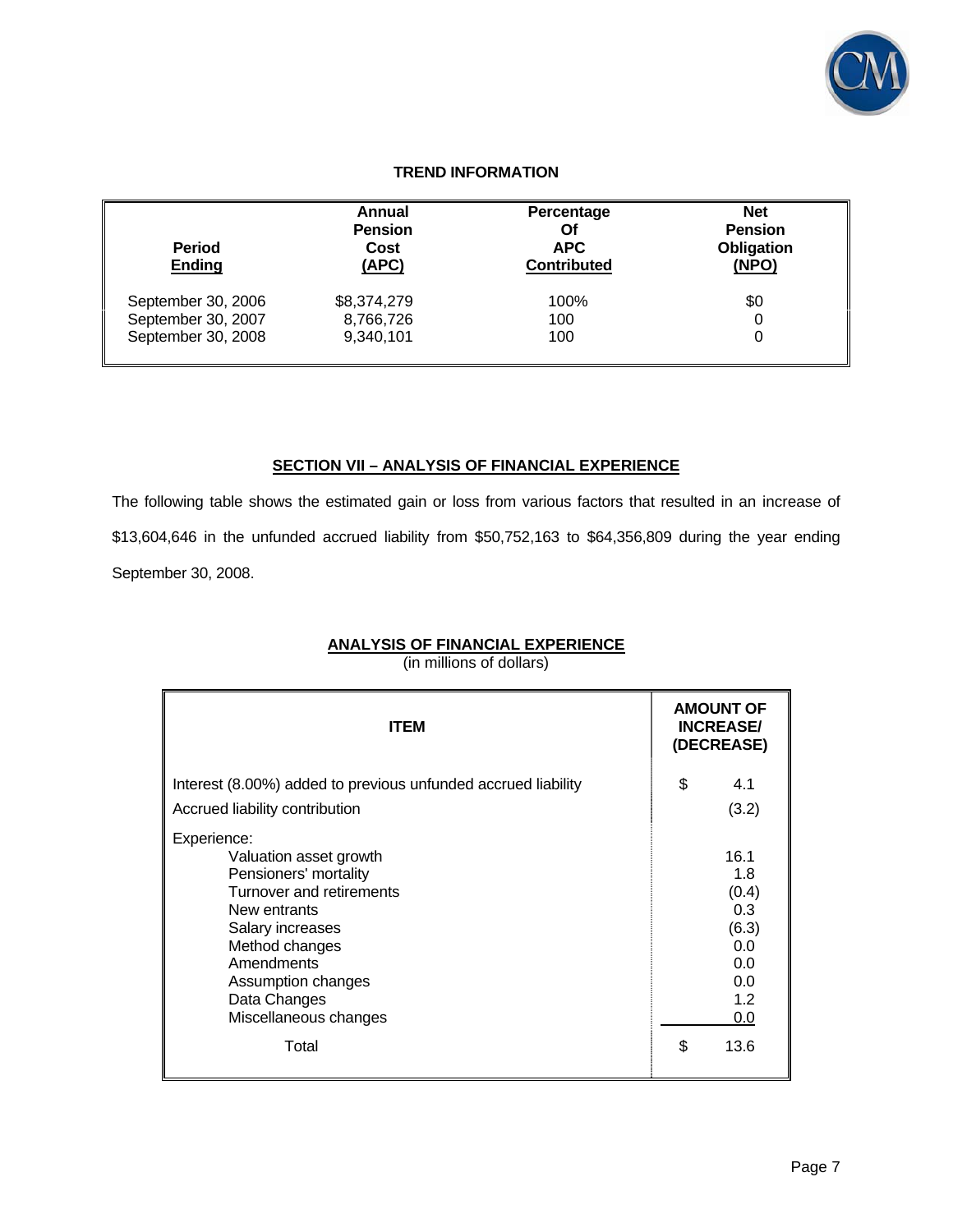### TREND INFORMATION

| Period Ending | Annual Pension Cost (APC) | Percentage Of APC Contributed | Net Pension Obligation (NPO) |
|---|---|---|---|
| September 30, 2006 | $8,374,279 | 100% | $0 |
| September 30, 2007 | 8,766,726 | 100 | 0 |
| September 30, 2008 | 9,340,101 | 100 | 0 |

## SECTION VII – ANALYSIS OF FINANCIAL EXPERIENCE

The following table shows the estimated gain or loss from various factors that resulted in an increase of $13,604,646 in the unfunded accrued liability from $50,752,163 to $64,356,809 during the year ending September 30, 2008.

### ANALYSIS OF FINANCIAL EXPERIENCE

(in millions of dollars)

| ITEM | AMOUNT OF INCREASE/ (DECREASE) |
|---|---|
| Interest (8.00%) added to previous unfunded accrued liability | $ 4.1 |
| Accrued liability contribution | (3.2) |
| Experience: | |
| Valuation asset growth | 16.1 |
| Pensioners' mortality | 1.8 |
| Turnover and retirements | (0.4) |
| New entrants | 0.3 |
| Salary increases | (6.3) |
| Method changes | 0.0 |
| Amendments | 0.0 |
| Assumption changes | 0.0 |
| Data Changes | 1.2 |
| Miscellaneous changes | 0.0 |
| Total | $ 13.6 |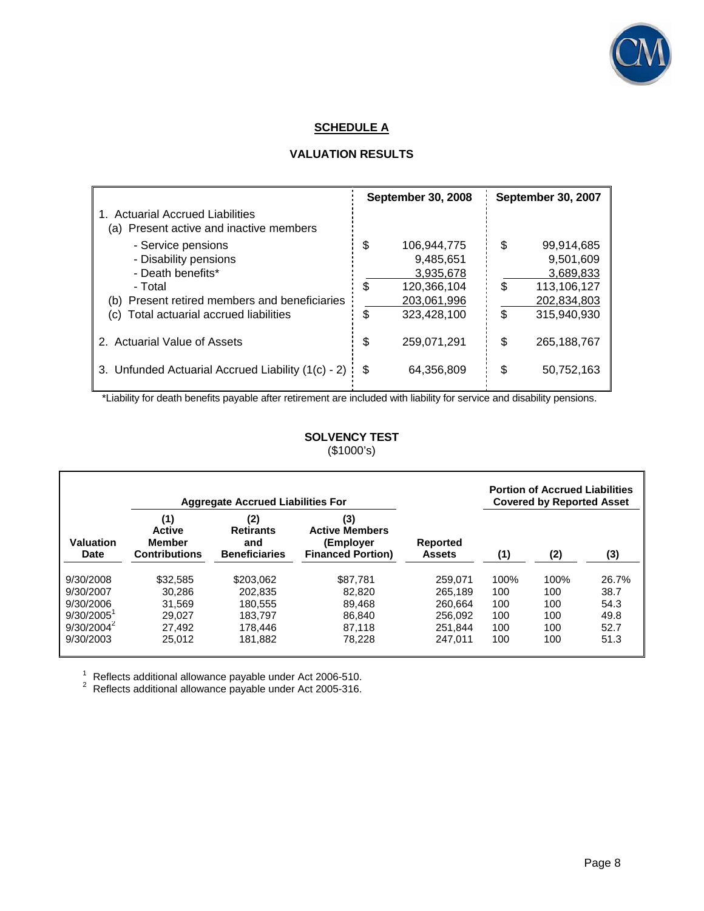## SCHEDULE A

### VALUATION RESULTS

| | September 30, 2008 | September 30, 2007 |
|---|---|---|
| 1. Actuarial Accrued Liabilities | | |
| (a) Present active and inactive members | | |
| - Service pensions | $ 106,944,775 | $ 99,914,685 |
| - Disability pensions | 9,485,651 | 9,501,609 |
| - Death benefits* | 3,935,678 | 3,689,833 |
| - Total | $ 120,366,104 | $ 113,106,127 |
| (b) Present retired members and beneficiaries | 203,061,996 | 202,834,803 |
| (c) Total actuarial accrued liabilities | $ 323,428,100 | $ 315,940,930 |
| 2. Actuarial Value of Assets | $ 259,071,291 | $ 265,188,767 |
| 3. Unfunded Actuarial Accrued Liability (1(c) - 2) | $ 64,356,809 | $ 50,752,163 |

*Liability for death benefits payable after retirement are included with liability for service and disability pensions.

### SOLVENCY TEST
($1000's)

| | Aggregate Accrued Liabilities For | | | | Portion of Accrued Liabilities Covered by Reported Asset | | |
|---|---|---|---|---|---|---|---|
| Valuation Date | (1) Active Member Contributions | (2) Retirants and Beneficiaries | (3) Active Members (Employer Financed Portion) | Reported Assets | (1) | (2) | (3) |
| 9/30/2008 | $32,585 | $203,062 | $87,781 | 259,071 | 100% | 100% | 26.7% |
| 9/30/2007 | 30,286 | 202,835 | 82,820 | 265,189 | 100 | 100 | 38.7 |
| 9/30/2006 | 31,569 | 180,555 | 89,468 | 260,664 | 100 | 100 | 54.3 |
| 9/30/2005[1] | 29,027 | 183,797 | 86,840 | 256,092 | 100 | 100 | 49.8 |
| 9/30/2004[2] | 27,492 | 178,446 | 87,118 | 251,844 | 100 | 100 | 52.7 |
| 9/30/2003 | 25,012 | 181,882 | 78,228 | 247,011 | 100 | 100 | 51.3 |

[1] Reflects additional allowance payable under Act 2006-510.
[2] Reflects additional allowance payable under Act 2005-316.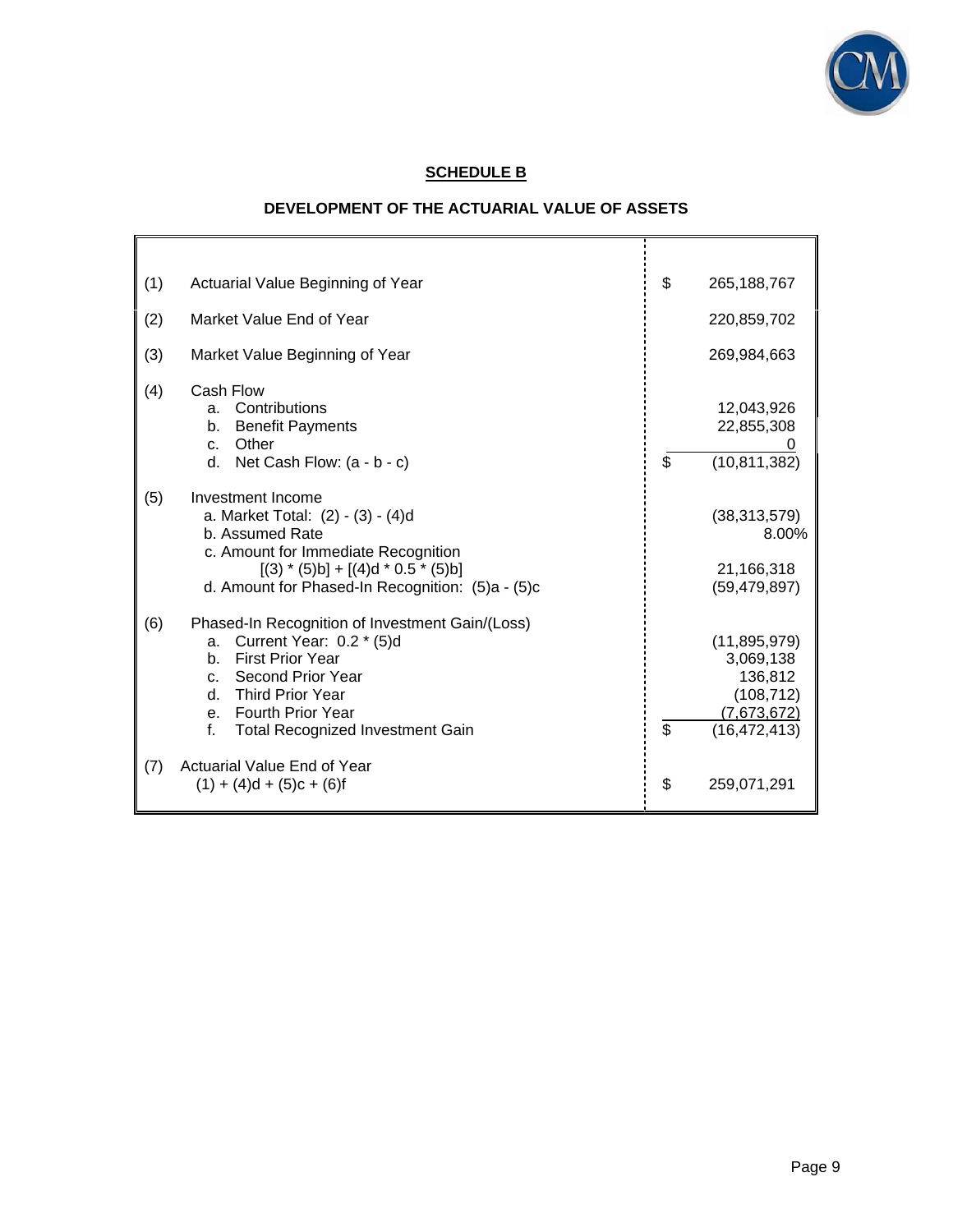## SCHEDULE B

### DEVELOPMENT OF THE ACTUARIAL VALUE OF ASSETS

| | | |
|---|---|---|
| (1) | Actuarial Value Beginning of Year | $ 265,188,767 |
| (2) | Market Value End of Year | 220,859,702 |
| (3) | Market Value Beginning of Year | 269,984,663 |
| (4) | Cash Flow | |
| | a. Contributions | 12,043,926 |
| | b. Benefit Payments | 22,855,308 |
| | c. Other | 0 |
| | d. Net Cash Flow: (a - b - c) | $ (10,811,382) |
| (5) | Investment Income | |
| | a. Market Total: (2) - (3) - (4)d | (38,313,579) |
| | b. Assumed Rate | 8.00% |
| | c. Amount for Immediate Recognition [(3) * (5)b] + [(4)d * 0.5 * (5)b] | 21,166,318 |
| | d. Amount for Phased-In Recognition: (5)a - (5)c | (59,479,897) |
| (6) | Phased-In Recognition of Investment Gain/(Loss) | |
| | a. Current Year: 0.2 * (5)d | (11,895,979) |
| | b. First Prior Year | 3,069,138 |
| | c. Second Prior Year | 136,812 |
| | d. Third Prior Year | (108,712) |
| | e. Fourth Prior Year | (7,673,672) |
| | f. Total Recognized Investment Gain | $ (16,472,413) |
| (7) | Actuarial Value End of Year (1) + (4)d + (5)c + (6)f | $ 259,071,291 |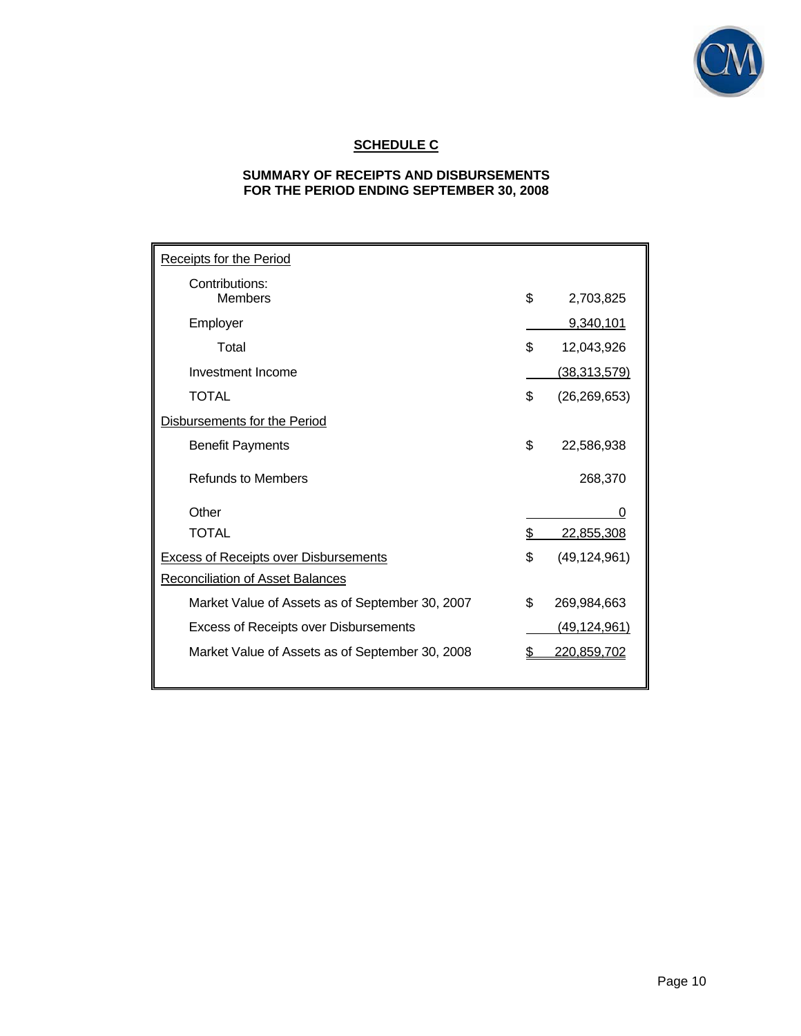## SCHEDULE C

### SUMMARY OF RECEIPTS AND DISBURSEMENTS
### FOR THE PERIOD ENDING SEPTEMBER 30, 2008

| | | |
|---|---|---|
| Receipts for the Period | | |
| Contributions: | | |
| Members | $ | 2,703,825 |
| Employer | | 9,340,101 |
| Total | $ | 12,043,926 |
| Investment Income | | (38,313,579) |
| TOTAL | $ | (26,269,653) |
| Disbursements for the Period | | |
| Benefit Payments | $ | 22,586,938 |
| Refunds to Members | | 268,370 |
| Other | | 0 |
| TOTAL | $ | 22,855,308 |
| Excess of Receipts over Disbursements | $ | (49,124,961) |
| Reconciliation of Asset Balances | | |
| Market Value of Assets as of September 30, 2007 | $ | 269,984,663 |
| Excess of Receipts over Disbursements | | (49,124,961) |
| Market Value of Assets as of September 30, 2008 | $ | 220,859,702 |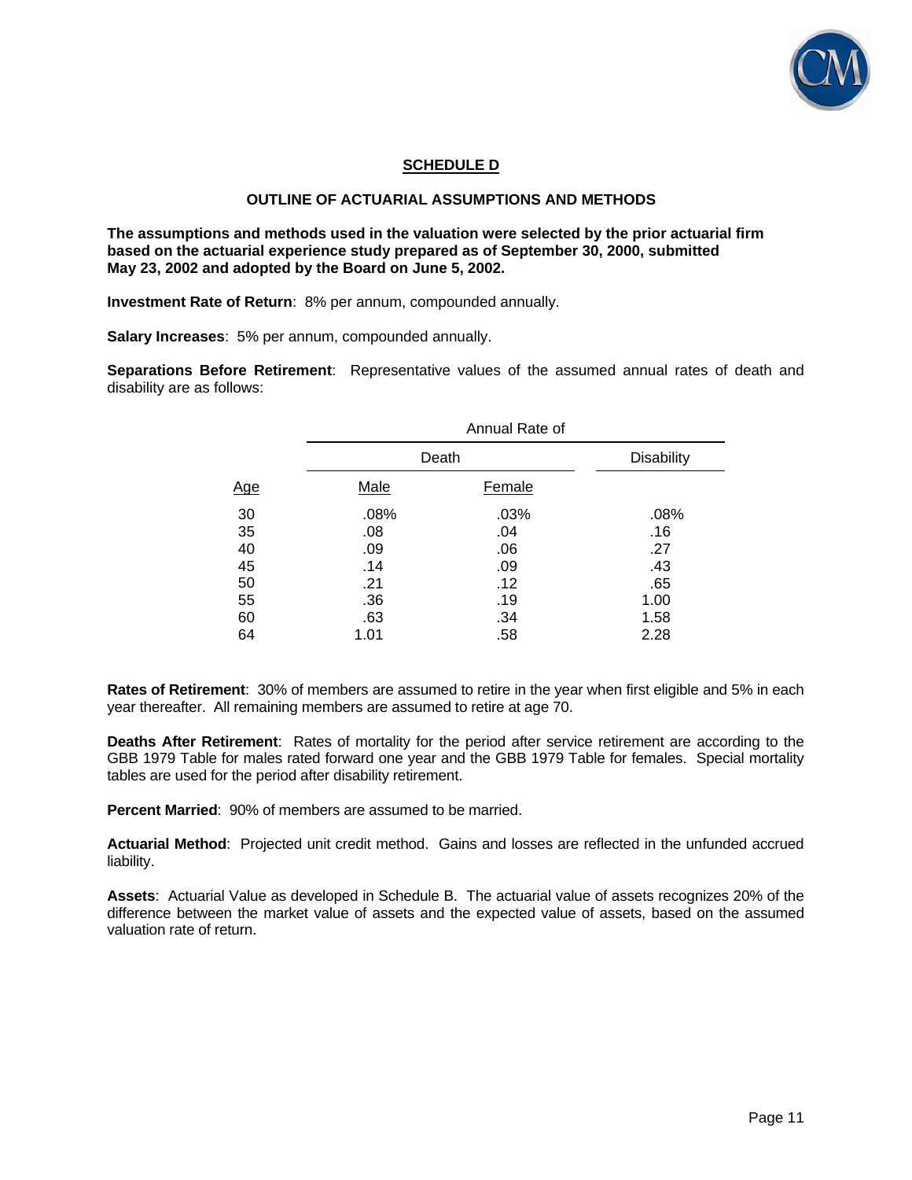## SCHEDULE D

### OUTLINE OF ACTUARIAL ASSUMPTIONS AND METHODS

**The assumptions and methods used in the valuation were selected by the prior actuarial firm based on the actuarial experience study prepared as of September 30, 2000, submitted May 23, 2002 and adopted by the Board on June 5, 2002.**

**Investment Rate of Return**: 8% per annum, compounded annually.

**Salary Increases**: 5% per annum, compounded annually.

**Separations Before Retirement**: Representative values of the assumed annual rates of death and disability are as follows:

| | Annual Rate of | | |
|---|---|---|---|
| | Death | | Disability |
| Age | Male | Female | |
| 30 | .08% | .03% | .08% |
| 35 | .08 | .04 | .16 |
| 40 | .09 | .06 | .27 |
| 45 | .14 | .09 | .43 |
| 50 | .21 | .12 | .65 |
| 55 | .36 | .19 | 1.00 |
| 60 | .63 | .34 | 1.58 |
| 64 | 1.01 | .58 | 2.28 |

**Rates of Retirement**: 30% of members are assumed to retire in the year when first eligible and 5% in each year thereafter. All remaining members are assumed to retire at age 70.

**Deaths After Retirement**: Rates of mortality for the period after service retirement are according to the GBB 1979 Table for males rated forward one year and the GBB 1979 Table for females. Special mortality tables are used for the period after disability retirement.

**Percent Married**: 90% of members are assumed to be married.

**Actuarial Method**: Projected unit credit method. Gains and losses are reflected in the unfunded accrued liability.

**Assets**: Actuarial Value as developed in Schedule B. The actuarial value of assets recognizes 20% of the difference between the market value of assets and the expected value of assets, based on the assumed valuation rate of return.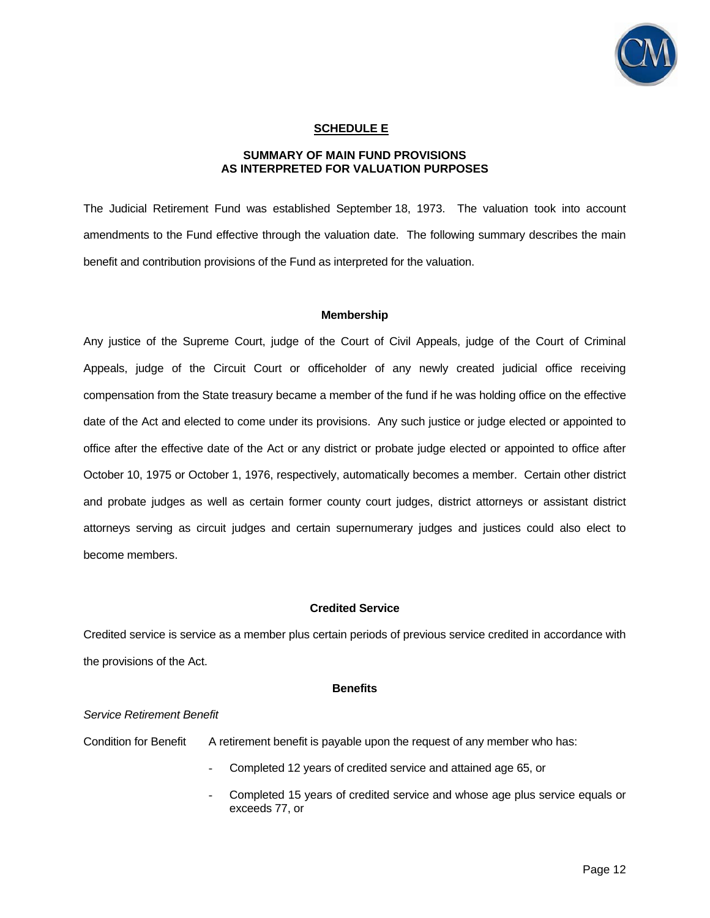## SCHEDULE E

### SUMMARY OF MAIN FUND PROVISIONS AS INTERPRETED FOR VALUATION PURPOSES

The Judicial Retirement Fund was established September 18, 1973. The valuation took into account amendments to the Fund effective through the valuation date. The following summary describes the main benefit and contribution provisions of the Fund as interpreted for the valuation.

#### Membership

Any justice of the Supreme Court, judge of the Court of Civil Appeals, judge of the Court of Criminal Appeals, judge of the Circuit Court or officeholder of any newly created judicial office receiving compensation from the State treasury became a member of the fund if he was holding office on the effective date of the Act and elected to come under its provisions. Any such justice or judge elected or appointed to office after the effective date of the Act or any district or probate judge elected or appointed to office after October 10, 1975 or October 1, 1976, respectively, automatically becomes a member. Certain other district and probate judges as well as certain former county court judges, district attorneys or assistant district attorneys serving as circuit judges and certain supernumerary judges and justices could also elect to become members.

#### Credited Service

Credited service is service as a member plus certain periods of previous service credited in accordance with the provisions of the Act.

#### Benefits

*Service Retirement Benefit*

Condition for Benefit — A retirement benefit is payable upon the request of any member who has:

- Completed 12 years of credited service and attained age 65, or
- Completed 15 years of credited service and whose age plus service equals or exceeds 77, or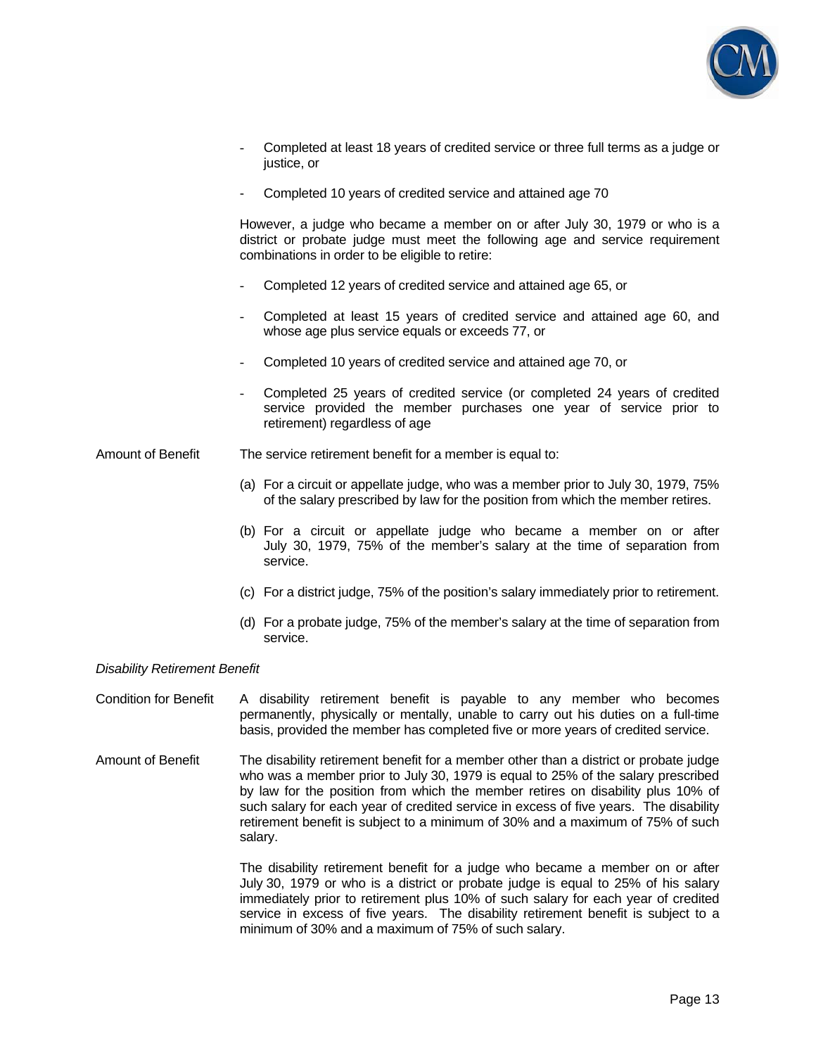- Completed at least 18 years of credited service or three full terms as a judge or justice, or

- Completed 10 years of credited service and attained age 70

However, a judge who became a member on or after July 30, 1979 or who is a district or probate judge must meet the following age and service requirement combinations in order to be eligible to retire:

- Completed 12 years of credited service and attained age 65, or

- Completed at least 15 years of credited service and attained age 60, and whose age plus service equals or exceeds 77, or

- Completed 10 years of credited service and attained age 70, or

- Completed 25 years of credited service (or completed 24 years of credited service provided the member purchases one year of service prior to retirement) regardless of age

Amount of Benefit

The service retirement benefit for a member is equal to:

(a) For a circuit or appellate judge, who was a member prior to July 30, 1979, 75% of the salary prescribed by law for the position from which the member retires.

(b) For a circuit or appellate judge who became a member on or after July 30, 1979, 75% of the member's salary at the time of separation from service.

(c) For a district judge, 75% of the position's salary immediately prior to retirement.

(d) For a probate judge, 75% of the member's salary at the time of separation from service.

*Disability Retirement Benefit*

Condition for Benefit

A disability retirement benefit is payable to any member who becomes permanently, physically or mentally, unable to carry out his duties on a full-time basis, provided the member has completed five or more years of credited service.

Amount of Benefit

The disability retirement benefit for a member other than a district or probate judge who was a member prior to July 30, 1979 is equal to 25% of the salary prescribed by law for the position from which the member retires on disability plus 10% of such salary for each year of credited service in excess of five years. The disability retirement benefit is subject to a minimum of 30% and a maximum of 75% of such salary.

The disability retirement benefit for a judge who became a member on or after July 30, 1979 or who is a district or probate judge is equal to 25% of his salary immediately prior to retirement plus 10% of such salary for each year of credited service in excess of five years. The disability retirement benefit is subject to a minimum of 30% and a maximum of 75% of such salary.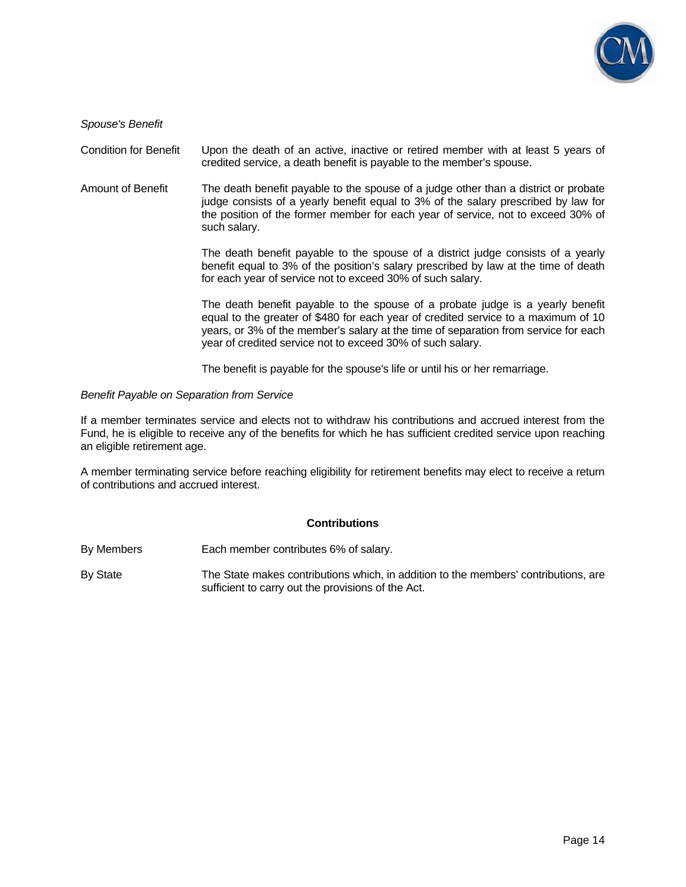*Spouse's Benefit*

| | |
|---|---|
| Condition for Benefit | Upon the death of an active, inactive or retired member with at least 5 years of credited service, a death benefit is payable to the member's spouse. |
| Amount of Benefit | The death benefit payable to the spouse of a judge other than a district or probate judge consists of a yearly benefit equal to 3% of the salary prescribed by law for the position of the former member for each year of service, not to exceed 30% of such salary. |
| | The death benefit payable to the spouse of a district judge consists of a yearly benefit equal to 3% of the position's salary prescribed by law at the time of death for each year of service not to exceed 30% of such salary. |
| | The death benefit payable to the spouse of a probate judge is a yearly benefit equal to the greater of $480 for each year of credited service to a maximum of 10 years, or 3% of the member's salary at the time of separation from service for each year of credited service not to exceed 30% of such salary. |
| | The benefit is payable for the spouse's life or until his or her remarriage. |

*Benefit Payable on Separation from Service*

If a member terminates service and elects not to withdraw his contributions and accrued interest from the Fund, he is eligible to receive any of the benefits for which he has sufficient credited service upon reaching an eligible retirement age.

A member terminating service before reaching eligibility for retirement benefits may elect to receive a return of contributions and accrued interest.

## Contributions

| | |
|---|---|
| By Members | Each member contributes 6% of salary. |
| By State | The State makes contributions which, in addition to the members' contributions, are sufficient to carry out the provisions of the Act. |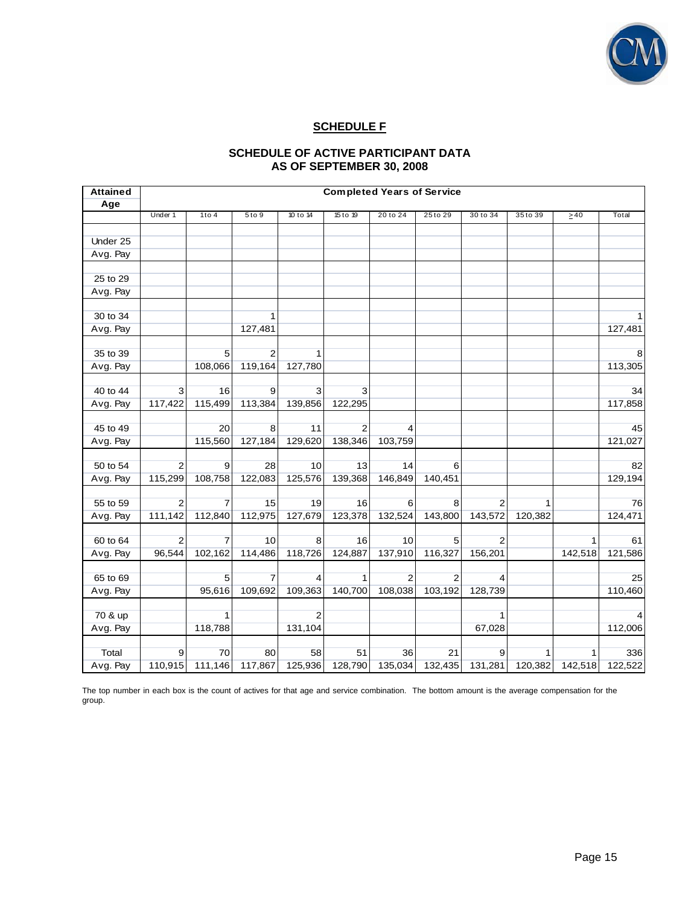## SCHEDULE F

### SCHEDULE OF ACTIVE PARTICIPANT DATA
### AS OF SEPTEMBER 30, 2008

| Attained Age | Completed Years of Service | | | | | | | | | | |
|---|---|---|---|---|---|---|---|---|---|---|---|
| | Under 1 | 1 to 4 | 5 to 9 | 10 to 14 | 15 to 19 | 20 to 24 | 25 to 29 | 30 to 34 | 35 to 39 | ≥ 40 | Total |
| Under 25 | | | | | | | | | | | |
| Avg. Pay | | | | | | | | | | | |
| 25 to 29 | | | | | | | | | | | |
| Avg. Pay | | | | | | | | | | | |
| 30 to 34 | | | 1 | | | | | | | | 1 |
| Avg. Pay | | | 127,481 | | | | | | | | 127,481 |
| 35 to 39 | | 5 | 2 | 1 | | | | | | | 8 |
| Avg. Pay | | 108,066 | 119,164 | 127,780 | | | | | | | 113,305 |
| 40 to 44 | 3 | 16 | 9 | 3 | 3 | | | | | | 34 |
| Avg. Pay | 117,422 | 115,499 | 113,384 | 139,856 | 122,295 | | | | | | 117,858 |
| 45 to 49 | | 20 | 8 | 11 | 2 | 4 | | | | | 45 |
| Avg. Pay | | 115,560 | 127,184 | 129,620 | 138,346 | 103,759 | | | | | 121,027 |
| 50 to 54 | 2 | 9 | 28 | 10 | 13 | 14 | 6 | | | | 82 |
| Avg. Pay | 115,299 | 108,758 | 122,083 | 125,576 | 139,368 | 146,849 | 140,451 | | | | 129,194 |
| 55 to 59 | 2 | 7 | 15 | 19 | 16 | 6 | 8 | 2 | 1 | | 76 |
| Avg. Pay | 111,142 | 112,840 | 112,975 | 127,679 | 123,378 | 132,524 | 143,800 | 143,572 | 120,382 | | 124,471 |
| 60 to 64 | 2 | 7 | 10 | 8 | 16 | 10 | 5 | 2 | | 1 | 61 |
| Avg. Pay | 96,544 | 102,162 | 114,486 | 118,726 | 124,887 | 137,910 | 116,327 | 156,201 | | 142,518 | 121,586 |
| 65 to 69 | | 5 | 7 | 4 | 1 | 2 | 2 | 4 | | | 25 |
| Avg. Pay | | 95,616 | 109,692 | 109,363 | 140,700 | 108,038 | 103,192 | 128,739 | | | 110,460 |
| 70 & up | | 1 | | 2 | | | | 1 | | | 4 |
| Avg. Pay | | 118,788 | | 131,104 | | | | 67,028 | | | 112,006 |
| Total | 9 | 70 | 80 | 58 | 51 | 36 | 21 | 9 | 1 | 1 | 336 |
| Avg. Pay | 110,915 | 111,146 | 117,867 | 125,936 | 128,790 | 135,034 | 132,435 | 131,281 | 120,382 | 142,518 | 122,522 |

The top number in each box is the count of actives for that age and service combination. The bottom amount is the average compensation for the group.